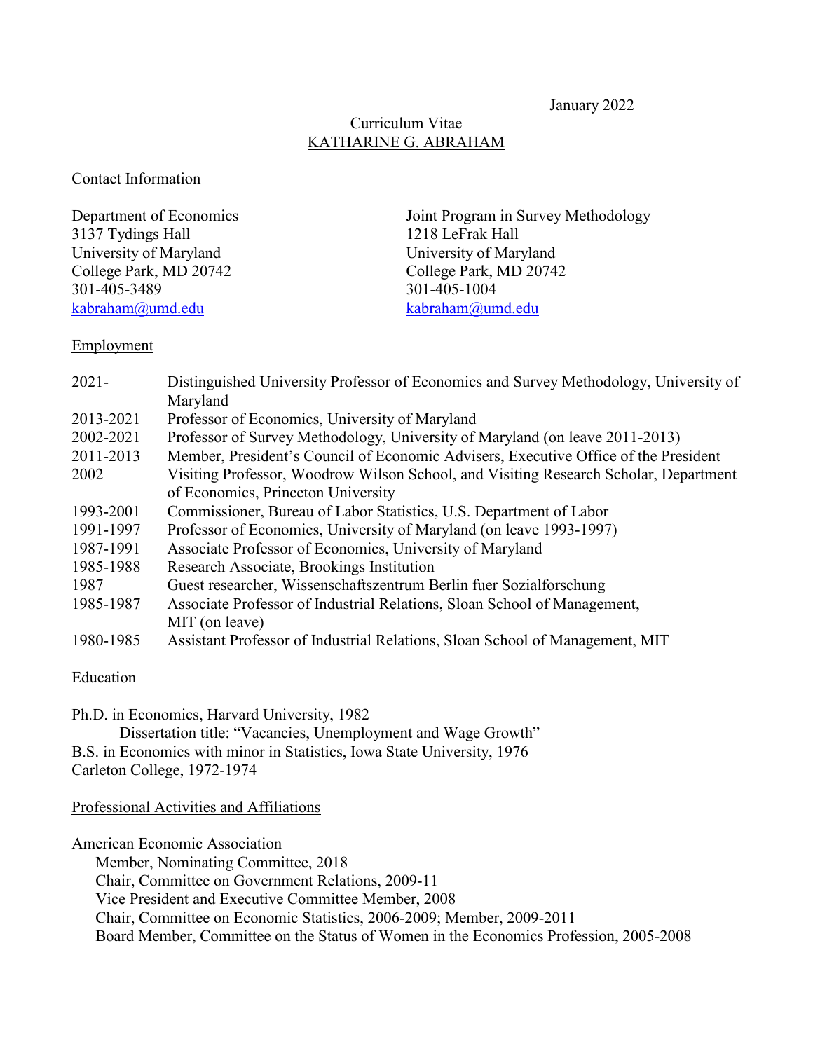January 2022

# Curriculum Vitae
## KATHARINE G. ABRAHAM

### Contact Information

Department of Economics
3137 Tydings Hall
University of Maryland
College Park, MD 20742
301-405-3489
kabraham@umd.edu

Joint Program in Survey Methodology
1218 LeFrak Hall
University of Maryland
College Park, MD 20742
301-405-1004
kabraham@umd.edu

### Employment

| | |
|---|---|
| 2021- | Distinguished University Professor of Economics and Survey Methodology, University of Maryland |
| 2013-2021 | Professor of Economics, University of Maryland |
| 2002-2021 | Professor of Survey Methodology, University of Maryland (on leave 2011-2013) |
| 2011-2013 | Member, President's Council of Economic Advisers, Executive Office of the President |
| 2002 | Visiting Professor, Woodrow Wilson School, and Visiting Research Scholar, Department of Economics, Princeton University |
| 1993-2001 | Commissioner, Bureau of Labor Statistics, U.S. Department of Labor |
| 1991-1997 | Professor of Economics, University of Maryland (on leave 1993-1997) |
| 1987-1991 | Associate Professor of Economics, University of Maryland |
| 1985-1988 | Research Associate, Brookings Institution |
| 1987 | Guest researcher, Wissenschaftszentrum Berlin fuer Sozialforschung |
| 1985-1987 | Associate Professor of Industrial Relations, Sloan School of Management, MIT (on leave) |
| 1980-1985 | Assistant Professor of Industrial Relations, Sloan School of Management, MIT |

### Education

Ph.D. in Economics, Harvard University, 1982
Dissertation title: "Vacancies, Unemployment and Wage Growth"
B.S. in Economics with minor in Statistics, Iowa State University, 1976
Carleton College, 1972-1974

### Professional Activities and Affiliations

American Economic Association
- Member, Nominating Committee, 2018
- Chair, Committee on Government Relations, 2009-11
- Vice President and Executive Committee Member, 2008
- Chair, Committee on Economic Statistics, 2006-2009; Member, 2009-2011
- Board Member, Committee on the Status of Women in the Economics Profession, 2005-2008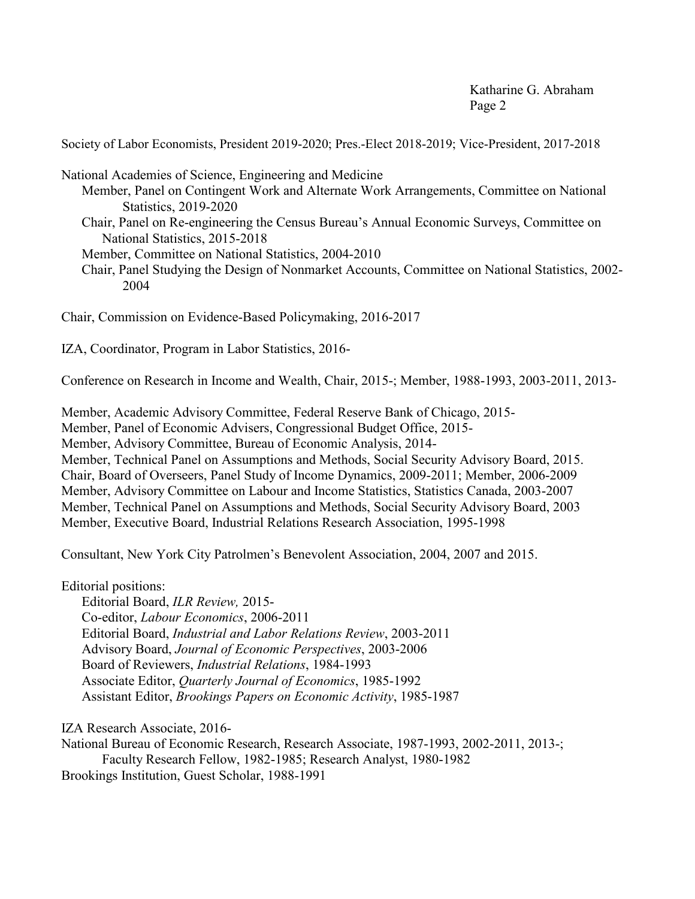Society of Labor Economists, President 2019-2020; Pres.-Elect 2018-2019; Vice-President, 2017-2018

National Academies of Science, Engineering and Medicine
- Member, Panel on Contingent Work and Alternate Work Arrangements, Committee on National Statistics, 2019-2020
- Chair, Panel on Re-engineering the Census Bureau's Annual Economic Surveys, Committee on National Statistics, 2015-2018
- Member, Committee on National Statistics, 2004-2010
- Chair, Panel Studying the Design of Nonmarket Accounts, Committee on National Statistics, 2002-2004

Chair, Commission on Evidence-Based Policymaking, 2016-2017

IZA, Coordinator, Program in Labor Statistics, 2016-

Conference on Research in Income and Wealth, Chair, 2015-; Member, 1988-1993, 2003-2011, 2013-

Member, Academic Advisory Committee, Federal Reserve Bank of Chicago, 2015-
Member, Panel of Economic Advisers, Congressional Budget Office, 2015-
Member, Advisory Committee, Bureau of Economic Analysis, 2014-
Member, Technical Panel on Assumptions and Methods, Social Security Advisory Board, 2015.
Chair, Board of Overseers, Panel Study of Income Dynamics, 2009-2011; Member, 2006-2009
Member, Advisory Committee on Labour and Income Statistics, Statistics Canada, 2003-2007
Member, Technical Panel on Assumptions and Methods, Social Security Advisory Board, 2003
Member, Executive Board, Industrial Relations Research Association, 1995-1998

Consultant, New York City Patrolmen's Benevolent Association, 2004, 2007 and 2015.

Editorial positions:
- Editorial Board, *ILR Review,* 2015-
- Co-editor, *Labour Economics*, 2006-2011
- Editorial Board, *Industrial and Labor Relations Review*, 2003-2011
- Advisory Board, *Journal of Economic Perspectives*, 2003-2006
- Board of Reviewers, *Industrial Relations*, 1984-1993
- Associate Editor, *Quarterly Journal of Economics*, 1985-1992
- Assistant Editor, *Brookings Papers on Economic Activity*, 1985-1987

IZA Research Associate, 2016-
National Bureau of Economic Research, Research Associate, 1987-1993, 2002-2011, 2013-; Faculty Research Fellow, 1982-1985; Research Analyst, 1980-1982
Brookings Institution, Guest Scholar, 1988-1991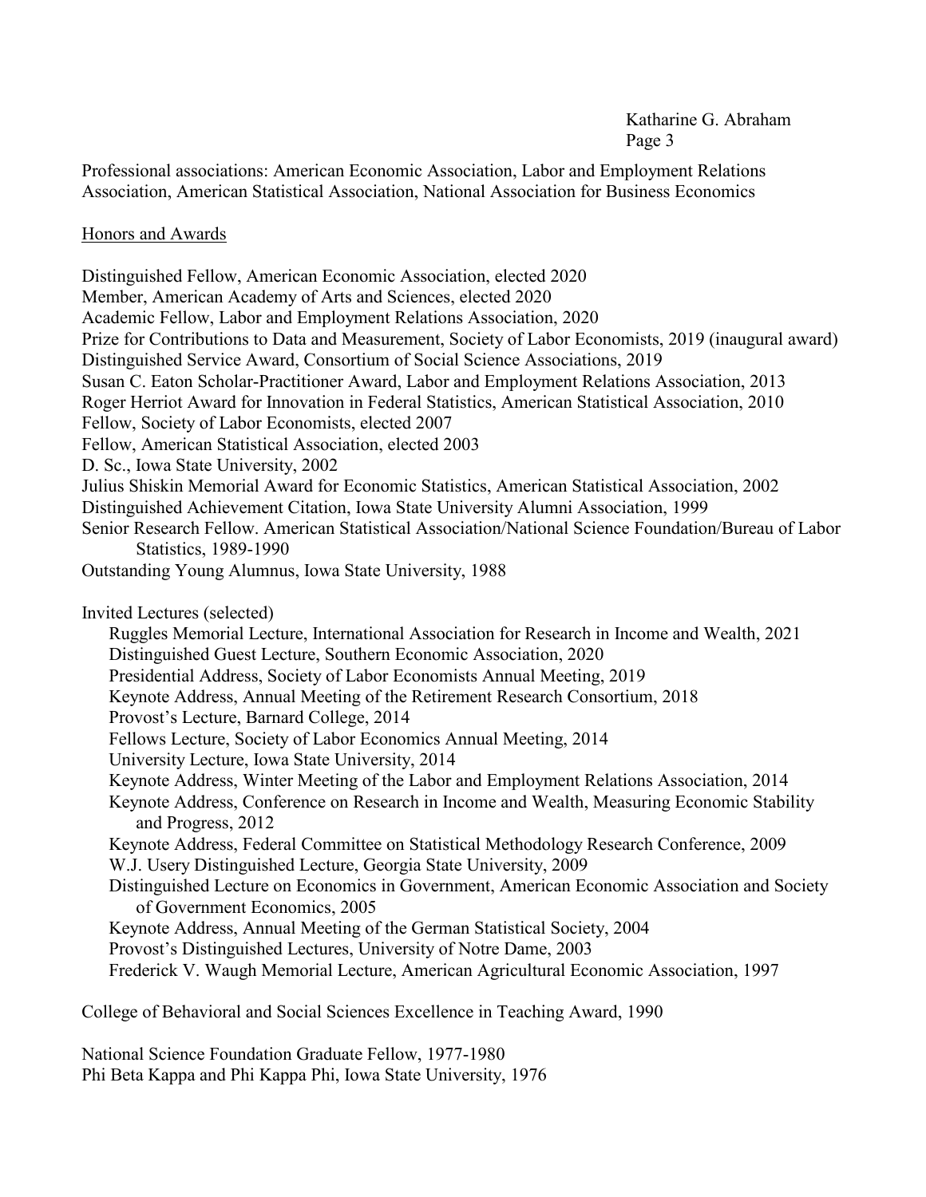Professional associations: American Economic Association, Labor and Employment Relations Association, American Statistical Association, National Association for Business Economics

<u>Honors and Awards</u>

Distinguished Fellow, American Economic Association, elected 2020
Member, American Academy of Arts and Sciences, elected 2020
Academic Fellow, Labor and Employment Relations Association, 2020
Prize for Contributions to Data and Measurement, Society of Labor Economists, 2019 (inaugural award)
Distinguished Service Award, Consortium of Social Science Associations, 2019
Susan C. Eaton Scholar-Practitioner Award, Labor and Employment Relations Association, 2013
Roger Herriot Award for Innovation in Federal Statistics, American Statistical Association, 2010
Fellow, Society of Labor Economists, elected 2007
Fellow, American Statistical Association, elected 2003
D. Sc., Iowa State University, 2002
Julius Shiskin Memorial Award for Economic Statistics, American Statistical Association, 2002
Distinguished Achievement Citation, Iowa State University Alumni Association, 1999
Senior Research Fellow. American Statistical Association/National Science Foundation/Bureau of Labor Statistics, 1989-1990
Outstanding Young Alumnus, Iowa State University, 1988

Invited Lectures (selected)

- Ruggles Memorial Lecture, International Association for Research in Income and Wealth, 2021
- Distinguished Guest Lecture, Southern Economic Association, 2020
- Presidential Address, Society of Labor Economists Annual Meeting, 2019
- Keynote Address, Annual Meeting of the Retirement Research Consortium, 2018
- Provost's Lecture, Barnard College, 2014
- Fellows Lecture, Society of Labor Economics Annual Meeting, 2014
- University Lecture, Iowa State University, 2014
- Keynote Address, Winter Meeting of the Labor and Employment Relations Association, 2014
- Keynote Address, Conference on Research in Income and Wealth, Measuring Economic Stability and Progress, 2012
- Keynote Address, Federal Committee on Statistical Methodology Research Conference, 2009
- W.J. Usery Distinguished Lecture, Georgia State University, 2009
- Distinguished Lecture on Economics in Government, American Economic Association and Society of Government Economics, 2005
- Keynote Address, Annual Meeting of the German Statistical Society, 2004
- Provost's Distinguished Lectures, University of Notre Dame, 2003
- Frederick V. Waugh Memorial Lecture, American Agricultural Economic Association, 1997

College of Behavioral and Social Sciences Excellence in Teaching Award, 1990

National Science Foundation Graduate Fellow, 1977-1980
Phi Beta Kappa and Phi Kappa Phi, Iowa State University, 1976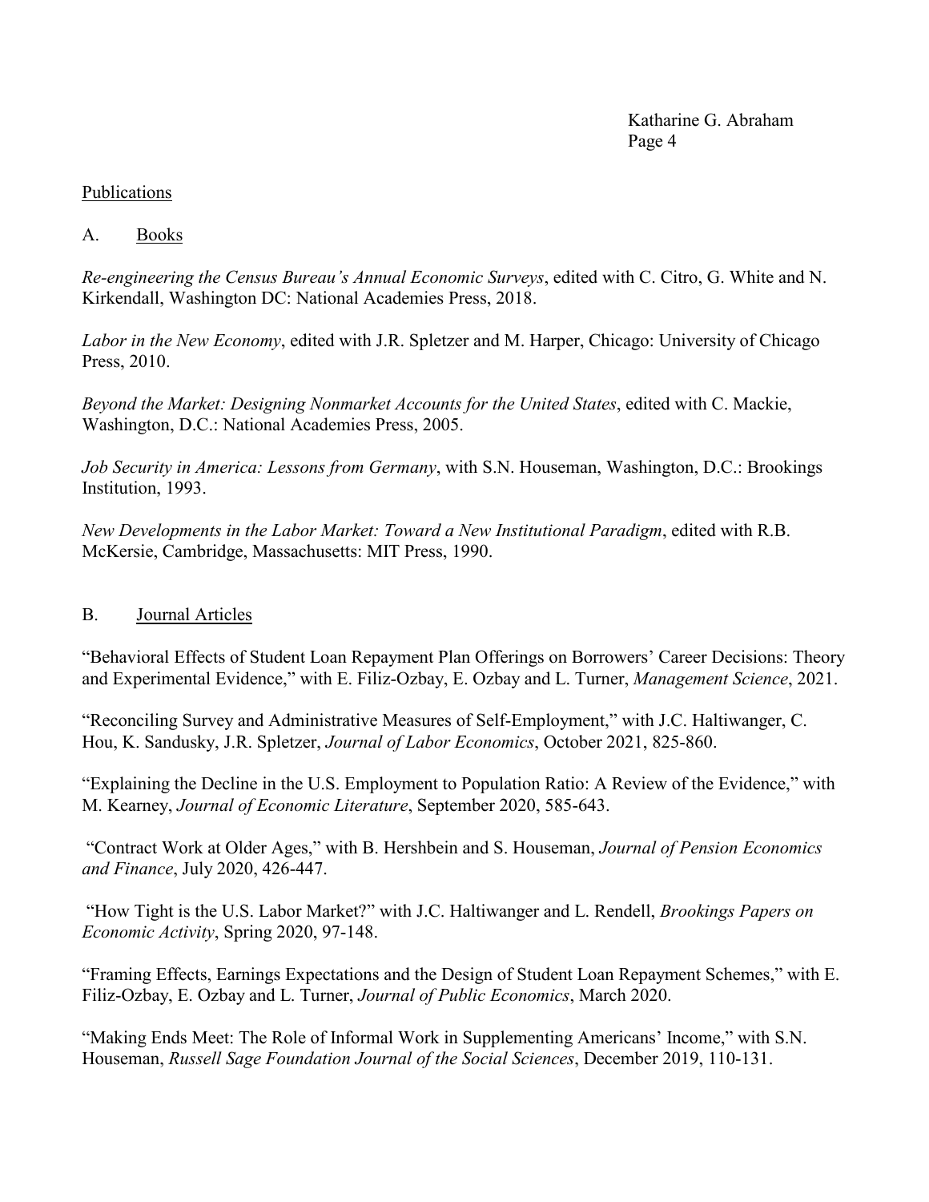## Publications

### A. Books

*Re-engineering the Census Bureau's Annual Economic Surveys*, edited with C. Citro, G. White and N. Kirkendall, Washington DC: National Academies Press, 2018.

*Labor in the New Economy*, edited with J.R. Spletzer and M. Harper, Chicago: University of Chicago Press, 2010.

*Beyond the Market: Designing Nonmarket Accounts for the United States*, edited with C. Mackie, Washington, D.C.: National Academies Press, 2005.

*Job Security in America: Lessons from Germany*, with S.N. Houseman, Washington, D.C.: Brookings Institution, 1993.

*New Developments in the Labor Market: Toward a New Institutional Paradigm*, edited with R.B. McKersie, Cambridge, Massachusetts: MIT Press, 1990.

### B. Journal Articles

"Behavioral Effects of Student Loan Repayment Plan Offerings on Borrowers' Career Decisions: Theory and Experimental Evidence," with E. Filiz-Ozbay, E. Ozbay and L. Turner, *Management Science*, 2021.

"Reconciling Survey and Administrative Measures of Self-Employment," with J.C. Haltiwanger, C. Hou, K. Sandusky, J.R. Spletzer, *Journal of Labor Economics*, October 2021, 825-860.

"Explaining the Decline in the U.S. Employment to Population Ratio: A Review of the Evidence," with M. Kearney, *Journal of Economic Literature*, September 2020, 585-643.

"Contract Work at Older Ages," with B. Hershbein and S. Houseman, *Journal of Pension Economics and Finance*, July 2020, 426-447.

"How Tight is the U.S. Labor Market?" with J.C. Haltiwanger and L. Rendell, *Brookings Papers on Economic Activity*, Spring 2020, 97-148.

"Framing Effects, Earnings Expectations and the Design of Student Loan Repayment Schemes," with E. Filiz-Ozbay, E. Ozbay and L. Turner, *Journal of Public Economics*, March 2020.

"Making Ends Meet: The Role of Informal Work in Supplementing Americans' Income," with S.N. Houseman, *Russell Sage Foundation Journal of the Social Sciences*, December 2019, 110-131.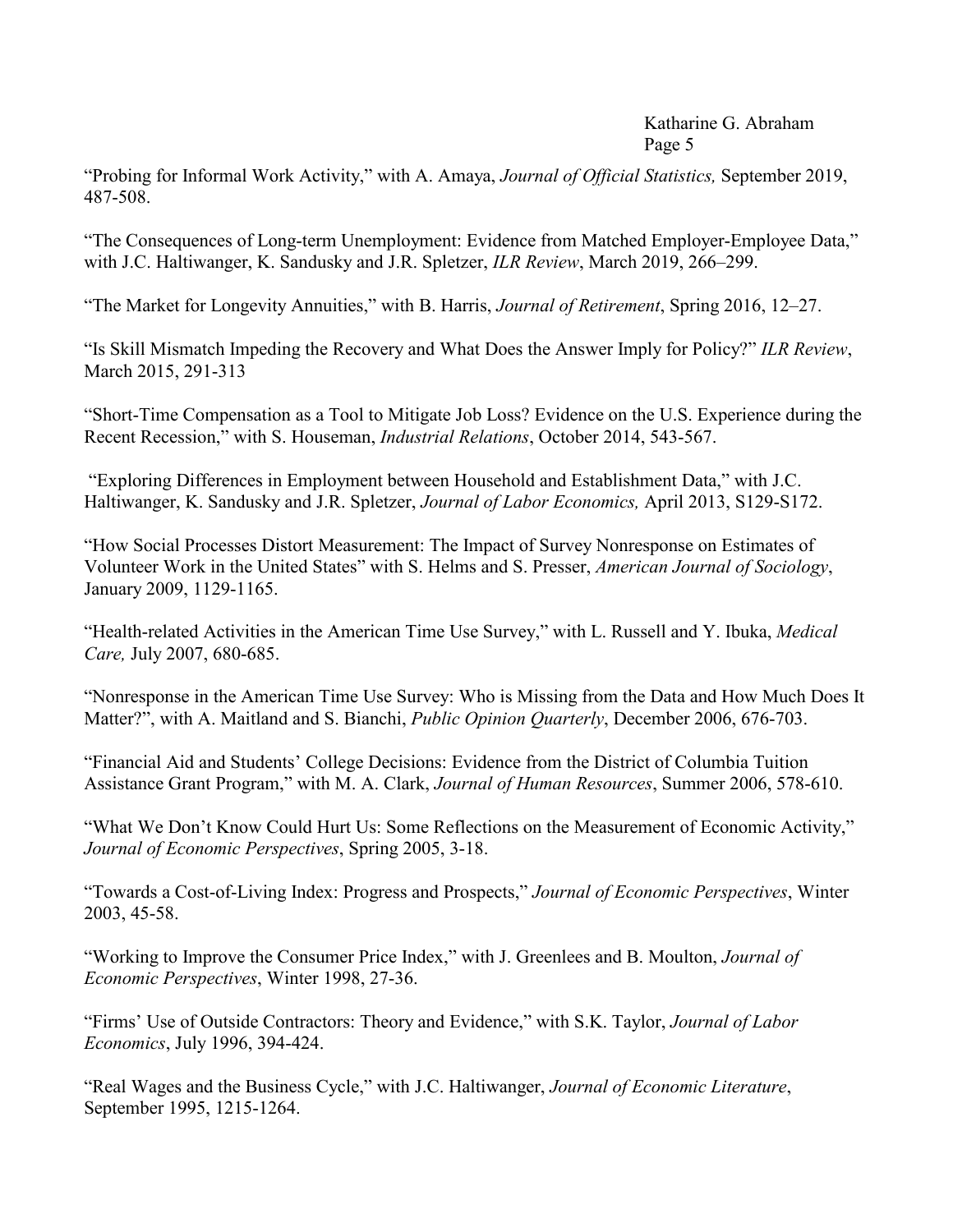"Probing for Informal Work Activity," with A. Amaya, *Journal of Official Statistics,* September 2019, 487-508.

"The Consequences of Long-term Unemployment: Evidence from Matched Employer-Employee Data," with J.C. Haltiwanger, K. Sandusky and J.R. Spletzer, *ILR Review*, March 2019, 266–299.

"The Market for Longevity Annuities," with B. Harris, *Journal of Retirement*, Spring 2016, 12–27.

"Is Skill Mismatch Impeding the Recovery and What Does the Answer Imply for Policy?" *ILR Review*, March 2015, 291-313

"Short-Time Compensation as a Tool to Mitigate Job Loss? Evidence on the U.S. Experience during the Recent Recession," with S. Houseman, *Industrial Relations*, October 2014, 543-567.

"Exploring Differences in Employment between Household and Establishment Data," with J.C. Haltiwanger, K. Sandusky and J.R. Spletzer, *Journal of Labor Economics,* April 2013, S129-S172.

"How Social Processes Distort Measurement: The Impact of Survey Nonresponse on Estimates of Volunteer Work in the United States" with S. Helms and S. Presser, *American Journal of Sociology*, January 2009, 1129-1165.

"Health-related Activities in the American Time Use Survey," with L. Russell and Y. Ibuka, *Medical Care,* July 2007, 680-685.

"Nonresponse in the American Time Use Survey: Who is Missing from the Data and How Much Does It Matter?", with A. Maitland and S. Bianchi, *Public Opinion Quarterly*, December 2006, 676-703.

"Financial Aid and Students' College Decisions: Evidence from the District of Columbia Tuition Assistance Grant Program," with M. A. Clark, *Journal of Human Resources*, Summer 2006, 578-610.

"What We Don't Know Could Hurt Us: Some Reflections on the Measurement of Economic Activity," *Journal of Economic Perspectives*, Spring 2005, 3-18.

"Towards a Cost-of-Living Index: Progress and Prospects," *Journal of Economic Perspectives*, Winter 2003, 45-58.

"Working to Improve the Consumer Price Index," with J. Greenlees and B. Moulton, *Journal of Economic Perspectives*, Winter 1998, 27-36.

"Firms' Use of Outside Contractors: Theory and Evidence," with S.K. Taylor, *Journal of Labor Economics*, July 1996, 394-424.

"Real Wages and the Business Cycle," with J.C. Haltiwanger, *Journal of Economic Literature*, September 1995, 1215-1264.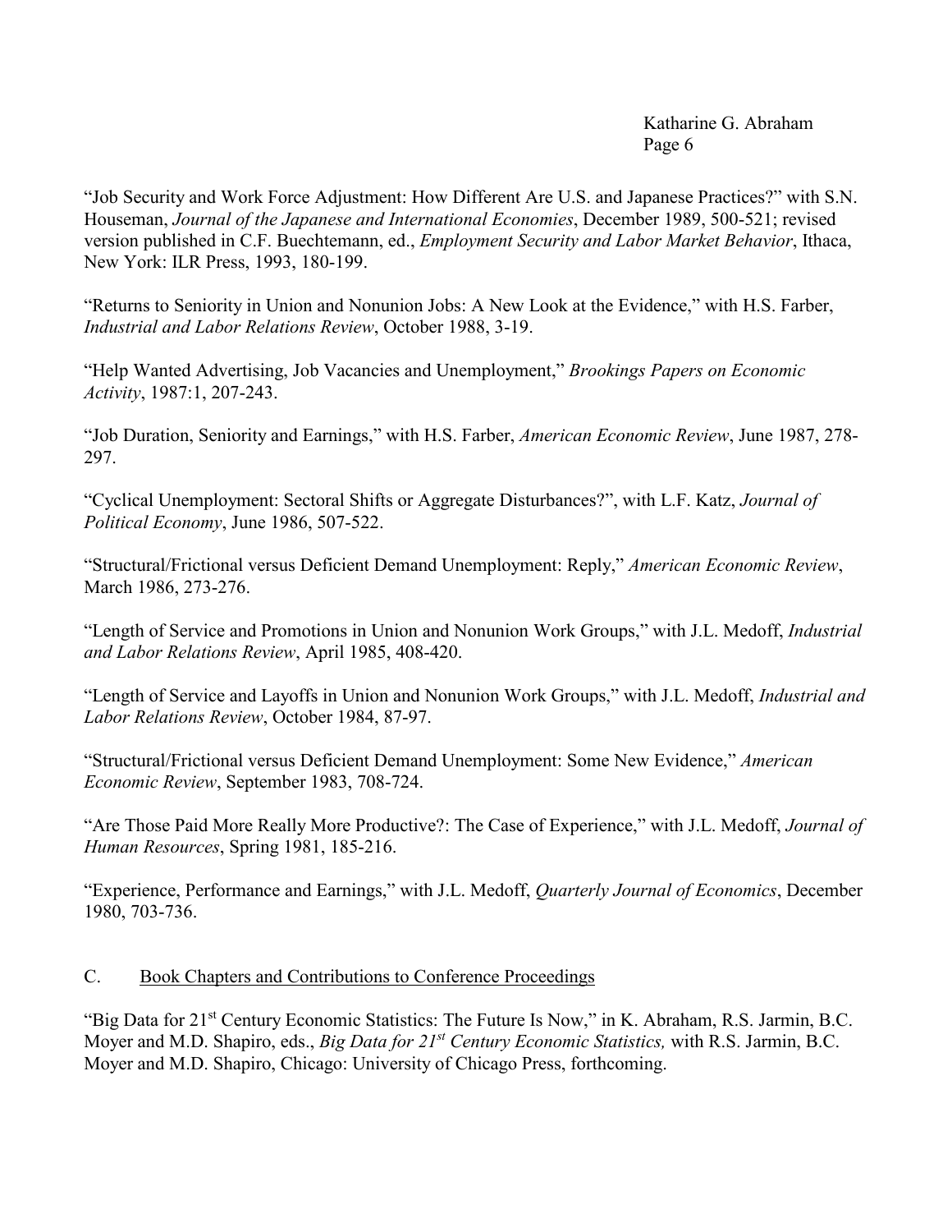“Job Security and Work Force Adjustment: How Different Are U.S. and Japanese Practices?” with S.N. Houseman, *Journal of the Japanese and International Economies*, December 1989, 500-521; revised version published in C.F. Buechtemann, ed., *Employment Security and Labor Market Behavior*, Ithaca, New York: ILR Press, 1993, 180-199.

“Returns to Seniority in Union and Nonunion Jobs: A New Look at the Evidence,” with H.S. Farber, *Industrial and Labor Relations Review*, October 1988, 3-19.

“Help Wanted Advertising, Job Vacancies and Unemployment,” *Brookings Papers on Economic Activity*, 1987:1, 207-243.

“Job Duration, Seniority and Earnings,” with H.S. Farber, *American Economic Review*, June 1987, 278-297.

“Cyclical Unemployment: Sectoral Shifts or Aggregate Disturbances?”, with L.F. Katz, *Journal of Political Economy*, June 1986, 507-522.

“Structural/Frictional versus Deficient Demand Unemployment: Reply,” *American Economic Review*, March 1986, 273-276.

“Length of Service and Promotions in Union and Nonunion Work Groups,” with J.L. Medoff, *Industrial and Labor Relations Review*, April 1985, 408-420.

“Length of Service and Layoffs in Union and Nonunion Work Groups,” with J.L. Medoff, *Industrial and Labor Relations Review*, October 1984, 87-97.

“Structural/Frictional versus Deficient Demand Unemployment: Some New Evidence,” *American Economic Review*, September 1983, 708-724.

“Are Those Paid More Really More Productive?: The Case of Experience,” with J.L. Medoff, *Journal of Human Resources*, Spring 1981, 185-216.

“Experience, Performance and Earnings,” with J.L. Medoff, *Quarterly Journal of Economics*, December 1980, 703-736.

## C. Book Chapters and Contributions to Conference Proceedings

“Big Data for 21st Century Economic Statistics: The Future Is Now,” in K. Abraham, R.S. Jarmin, B.C. Moyer and M.D. Shapiro, eds., *Big Data for 21st Century Economic Statistics,* with R.S. Jarmin, B.C. Moyer and M.D. Shapiro, Chicago: University of Chicago Press, forthcoming.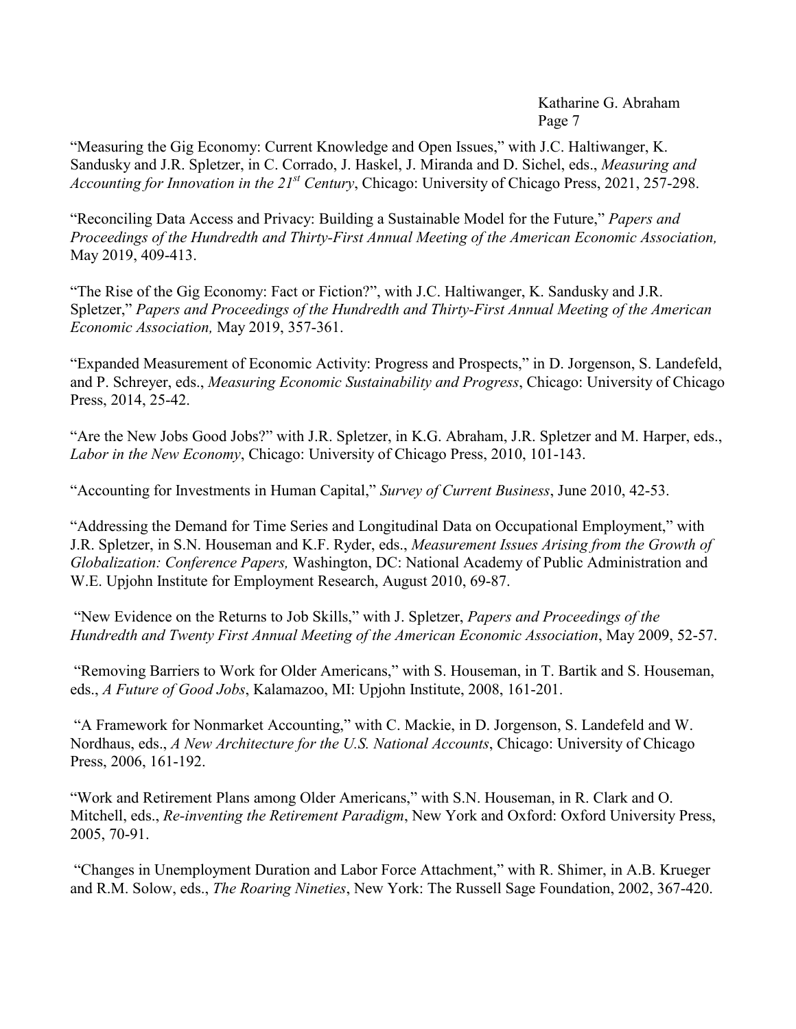"Measuring the Gig Economy: Current Knowledge and Open Issues," with J.C. Haltiwanger, K. Sandusky and J.R. Spletzer, in C. Corrado, J. Haskel, J. Miranda and D. Sichel, eds., *Measuring and Accounting for Innovation in the 21st Century*, Chicago: University of Chicago Press, 2021, 257-298.

"Reconciling Data Access and Privacy: Building a Sustainable Model for the Future," *Papers and Proceedings of the Hundredth and Thirty-First Annual Meeting of the American Economic Association,* May 2019, 409-413.

"The Rise of the Gig Economy: Fact or Fiction?", with J.C. Haltiwanger, K. Sandusky and J.R. Spletzer," *Papers and Proceedings of the Hundredth and Thirty-First Annual Meeting of the American Economic Association,* May 2019, 357-361.

"Expanded Measurement of Economic Activity: Progress and Prospects," in D. Jorgenson, S. Landefeld, and P. Schreyer, eds., *Measuring Economic Sustainability and Progress*, Chicago: University of Chicago Press, 2014, 25-42.

"Are the New Jobs Good Jobs?" with J.R. Spletzer, in K.G. Abraham, J.R. Spletzer and M. Harper, eds., *Labor in the New Economy*, Chicago: University of Chicago Press, 2010, 101-143.

"Accounting for Investments in Human Capital," *Survey of Current Business*, June 2010, 42-53.

"Addressing the Demand for Time Series and Longitudinal Data on Occupational Employment," with J.R. Spletzer, in S.N. Houseman and K.F. Ryder, eds., *Measurement Issues Arising from the Growth of Globalization: Conference Papers,* Washington, DC: National Academy of Public Administration and W.E. Upjohn Institute for Employment Research, August 2010, 69-87.

"New Evidence on the Returns to Job Skills," with J. Spletzer, *Papers and Proceedings of the Hundredth and Twenty First Annual Meeting of the American Economic Association*, May 2009, 52-57.

"Removing Barriers to Work for Older Americans," with S. Houseman, in T. Bartik and S. Houseman, eds., *A Future of Good Jobs*, Kalamazoo, MI: Upjohn Institute, 2008, 161-201.

"A Framework for Nonmarket Accounting," with C. Mackie, in D. Jorgenson, S. Landefeld and W. Nordhaus, eds., *A New Architecture for the U.S. National Accounts*, Chicago: University of Chicago Press, 2006, 161-192.

"Work and Retirement Plans among Older Americans," with S.N. Houseman, in R. Clark and O. Mitchell, eds., *Re-inventing the Retirement Paradigm*, New York and Oxford: Oxford University Press, 2005, 70-91.

"Changes in Unemployment Duration and Labor Force Attachment," with R. Shimer, in A.B. Krueger and R.M. Solow, eds., *The Roaring Nineties*, New York: The Russell Sage Foundation, 2002, 367-420.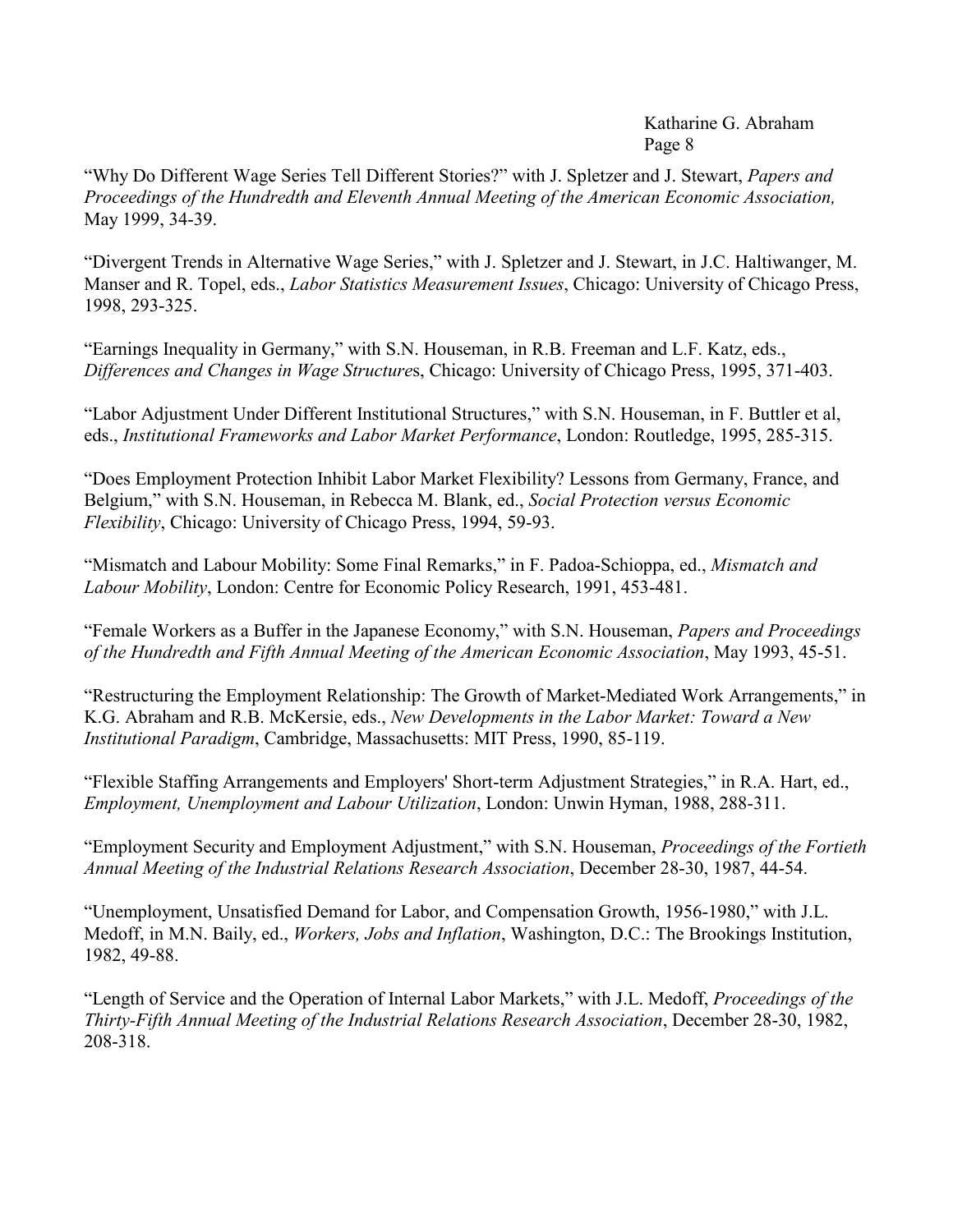"Why Do Different Wage Series Tell Different Stories?" with J. Spletzer and J. Stewart, *Papers and Proceedings of the Hundredth and Eleventh Annual Meeting of the American Economic Association,* May 1999, 34-39.

"Divergent Trends in Alternative Wage Series," with J. Spletzer and J. Stewart, in J.C. Haltiwanger, M. Manser and R. Topel, eds., *Labor Statistics Measurement Issues*, Chicago: University of Chicago Press, 1998, 293-325.

"Earnings Inequality in Germany," with S.N. Houseman, in R.B. Freeman and L.F. Katz, eds., *Differences and Changes in Wage Structures*, Chicago: University of Chicago Press, 1995, 371-403.

"Labor Adjustment Under Different Institutional Structures," with S.N. Houseman, in F. Buttler et al, eds., *Institutional Frameworks and Labor Market Performance*, London: Routledge, 1995, 285-315.

"Does Employment Protection Inhibit Labor Market Flexibility? Lessons from Germany, France, and Belgium," with S.N. Houseman, in Rebecca M. Blank, ed., *Social Protection versus Economic Flexibility*, Chicago: University of Chicago Press, 1994, 59-93.

"Mismatch and Labour Mobility: Some Final Remarks," in F. Padoa-Schioppa, ed., *Mismatch and Labour Mobility*, London: Centre for Economic Policy Research, 1991, 453-481.

"Female Workers as a Buffer in the Japanese Economy," with S.N. Houseman, *Papers and Proceedings of the Hundredth and Fifth Annual Meeting of the American Economic Association*, May 1993, 45-51.

"Restructuring the Employment Relationship: The Growth of Market-Mediated Work Arrangements," in K.G. Abraham and R.B. McKersie, eds., *New Developments in the Labor Market: Toward a New Institutional Paradigm*, Cambridge, Massachusetts: MIT Press, 1990, 85-119.

"Flexible Staffing Arrangements and Employers' Short-term Adjustment Strategies," in R.A. Hart, ed., *Employment, Unemployment and Labour Utilization*, London: Unwin Hyman, 1988, 288-311.

"Employment Security and Employment Adjustment," with S.N. Houseman, *Proceedings of the Fortieth Annual Meeting of the Industrial Relations Research Association*, December 28-30, 1987, 44-54.

"Unemployment, Unsatisfied Demand for Labor, and Compensation Growth, 1956-1980," with J.L. Medoff, in M.N. Baily, ed., *Workers, Jobs and Inflation*, Washington, D.C.: The Brookings Institution, 1982, 49-88.

"Length of Service and the Operation of Internal Labor Markets," with J.L. Medoff, *Proceedings of the Thirty-Fifth Annual Meeting of the Industrial Relations Research Association*, December 28-30, 1982, 208-318.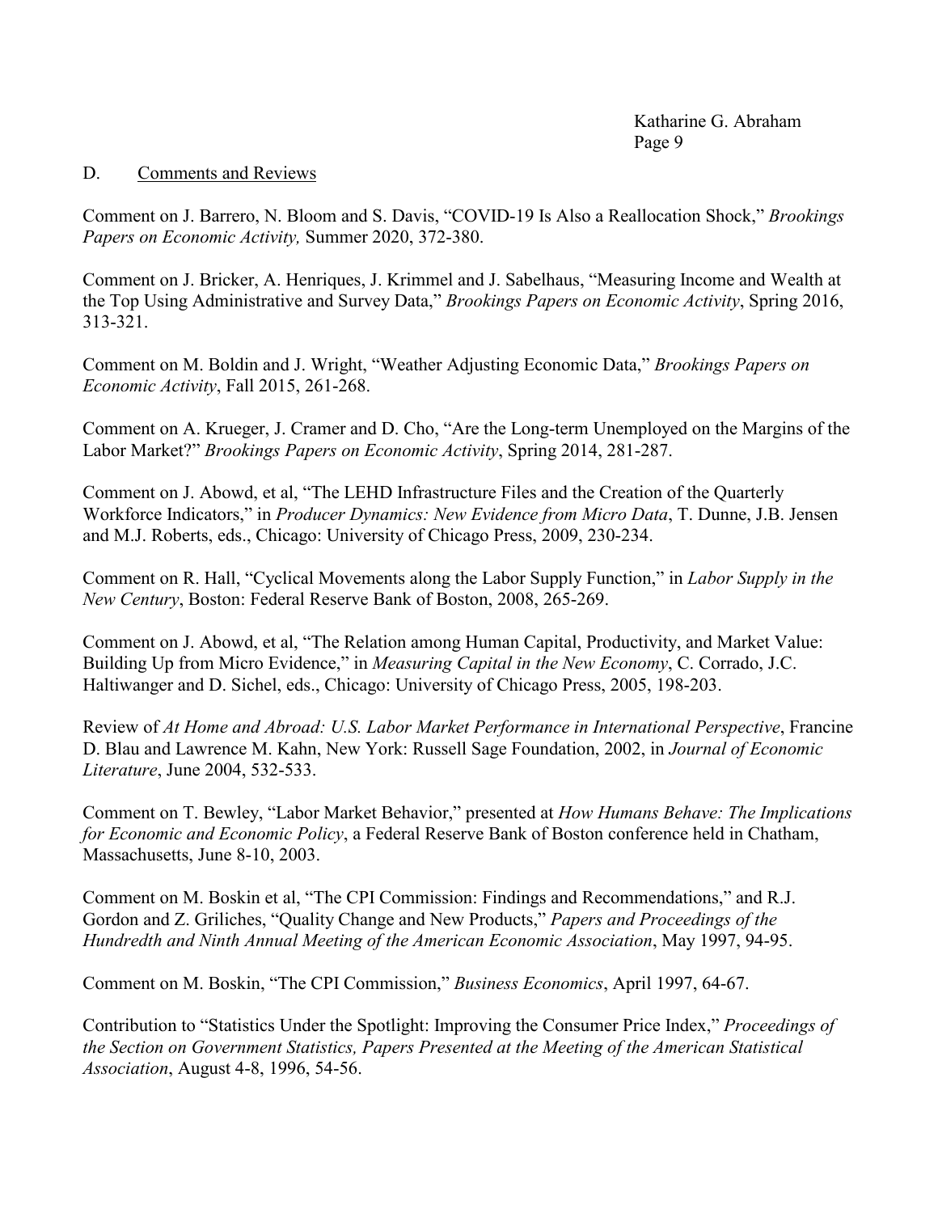D. Comments and Reviews

Comment on J. Barrero, N. Bloom and S. Davis, "COVID-19 Is Also a Reallocation Shock," *Brookings Papers on Economic Activity,* Summer 2020, 372-380.

Comment on J. Bricker, A. Henriques, J. Krimmel and J. Sabelhaus, "Measuring Income and Wealth at the Top Using Administrative and Survey Data," *Brookings Papers on Economic Activity*, Spring 2016, 313-321.

Comment on M. Boldin and J. Wright, "Weather Adjusting Economic Data," *Brookings Papers on Economic Activity*, Fall 2015, 261-268.

Comment on A. Krueger, J. Cramer and D. Cho, "Are the Long-term Unemployed on the Margins of the Labor Market?" *Brookings Papers on Economic Activity*, Spring 2014, 281-287.

Comment on J. Abowd, et al, "The LEHD Infrastructure Files and the Creation of the Quarterly Workforce Indicators," in *Producer Dynamics: New Evidence from Micro Data*, T. Dunne, J.B. Jensen and M.J. Roberts, eds., Chicago: University of Chicago Press, 2009, 230-234.

Comment on R. Hall, "Cyclical Movements along the Labor Supply Function," in *Labor Supply in the New Century*, Boston: Federal Reserve Bank of Boston, 2008, 265-269.

Comment on J. Abowd, et al, "The Relation among Human Capital, Productivity, and Market Value: Building Up from Micro Evidence," in *Measuring Capital in the New Economy*, C. Corrado, J.C. Haltiwanger and D. Sichel, eds., Chicago: University of Chicago Press, 2005, 198-203.

Review of *At Home and Abroad: U.S. Labor Market Performance in International Perspective*, Francine D. Blau and Lawrence M. Kahn, New York: Russell Sage Foundation, 2002, in *Journal of Economic Literature*, June 2004, 532-533.

Comment on T. Bewley, "Labor Market Behavior," presented at *How Humans Behave: The Implications for Economic and Economic Policy*, a Federal Reserve Bank of Boston conference held in Chatham, Massachusetts, June 8-10, 2003.

Comment on M. Boskin et al, "The CPI Commission: Findings and Recommendations," and R.J. Gordon and Z. Griliches, "Quality Change and New Products," *Papers and Proceedings of the Hundredth and Ninth Annual Meeting of the American Economic Association*, May 1997, 94-95.

Comment on M. Boskin, "The CPI Commission," *Business Economics*, April 1997, 64-67.

Contribution to "Statistics Under the Spotlight: Improving the Consumer Price Index," *Proceedings of the Section on Government Statistics, Papers Presented at the Meeting of the American Statistical Association*, August 4-8, 1996, 54-56.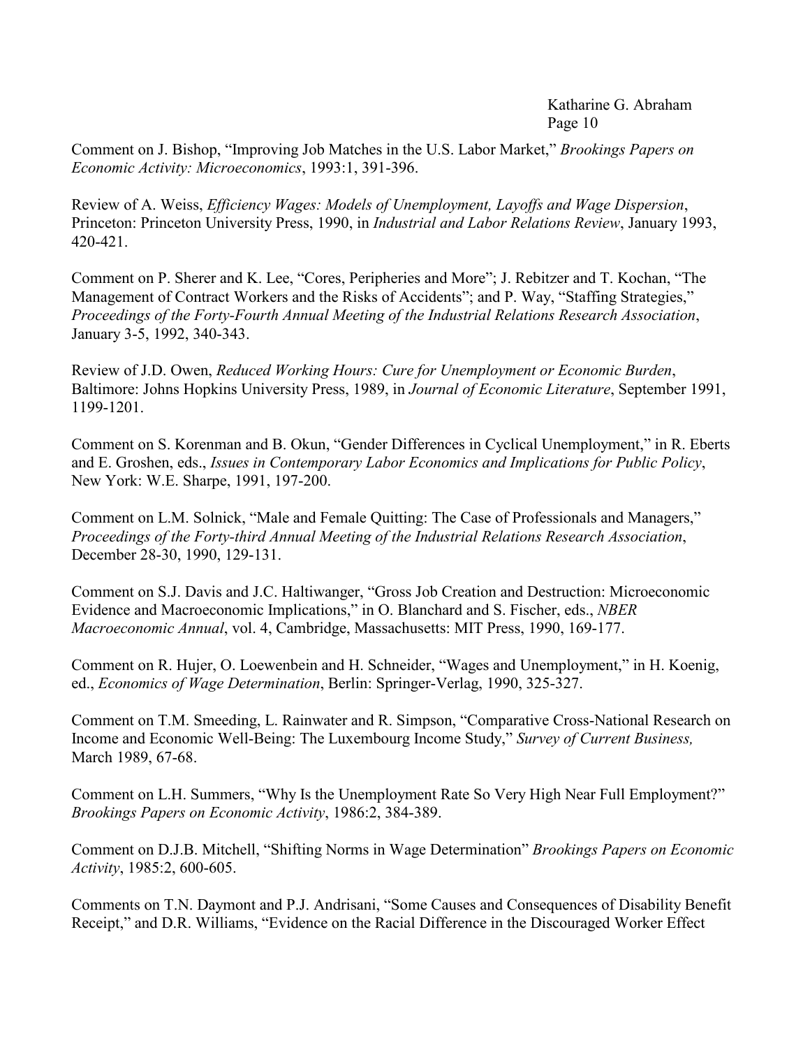Comment on J. Bishop, "Improving Job Matches in the U.S. Labor Market," *Brookings Papers on Economic Activity: Microeconomics*, 1993:1, 391-396.

Review of A. Weiss, *Efficiency Wages: Models of Unemployment, Layoffs and Wage Dispersion*, Princeton: Princeton University Press, 1990, in *Industrial and Labor Relations Review*, January 1993, 420-421.

Comment on P. Sherer and K. Lee, "Cores, Peripheries and More"; J. Rebitzer and T. Kochan, "The Management of Contract Workers and the Risks of Accidents"; and P. Way, "Staffing Strategies," *Proceedings of the Forty-Fourth Annual Meeting of the Industrial Relations Research Association*, January 3-5, 1992, 340-343.

Review of J.D. Owen, *Reduced Working Hours: Cure for Unemployment or Economic Burden*, Baltimore: Johns Hopkins University Press, 1989, in *Journal of Economic Literature*, September 1991, 1199-1201.

Comment on S. Korenman and B. Okun, "Gender Differences in Cyclical Unemployment," in R. Eberts and E. Groshen, eds., *Issues in Contemporary Labor Economics and Implications for Public Policy*, New York: W.E. Sharpe, 1991, 197-200.

Comment on L.M. Solnick, "Male and Female Quitting: The Case of Professionals and Managers," *Proceedings of the Forty-third Annual Meeting of the Industrial Relations Research Association*, December 28-30, 1990, 129-131.

Comment on S.J. Davis and J.C. Haltiwanger, "Gross Job Creation and Destruction: Microeconomic Evidence and Macroeconomic Implications," in O. Blanchard and S. Fischer, eds., *NBER Macroeconomic Annual*, vol. 4, Cambridge, Massachusetts: MIT Press, 1990, 169-177.

Comment on R. Hujer, O. Loewenbein and H. Schneider, "Wages and Unemployment," in H. Koenig, ed., *Economics of Wage Determination*, Berlin: Springer-Verlag, 1990, 325-327.

Comment on T.M. Smeeding, L. Rainwater and R. Simpson, "Comparative Cross-National Research on Income and Economic Well-Being: The Luxembourg Income Study," *Survey of Current Business,* March 1989, 67-68.

Comment on L.H. Summers, "Why Is the Unemployment Rate So Very High Near Full Employment?" *Brookings Papers on Economic Activity*, 1986:2, 384-389.

Comment on D.J.B. Mitchell, "Shifting Norms in Wage Determination" *Brookings Papers on Economic Activity*, 1985:2, 600-605.

Comments on T.N. Daymont and P.J. Andrisani, "Some Causes and Consequences of Disability Benefit Receipt," and D.R. Williams, "Evidence on the Racial Difference in the Discouraged Worker Effect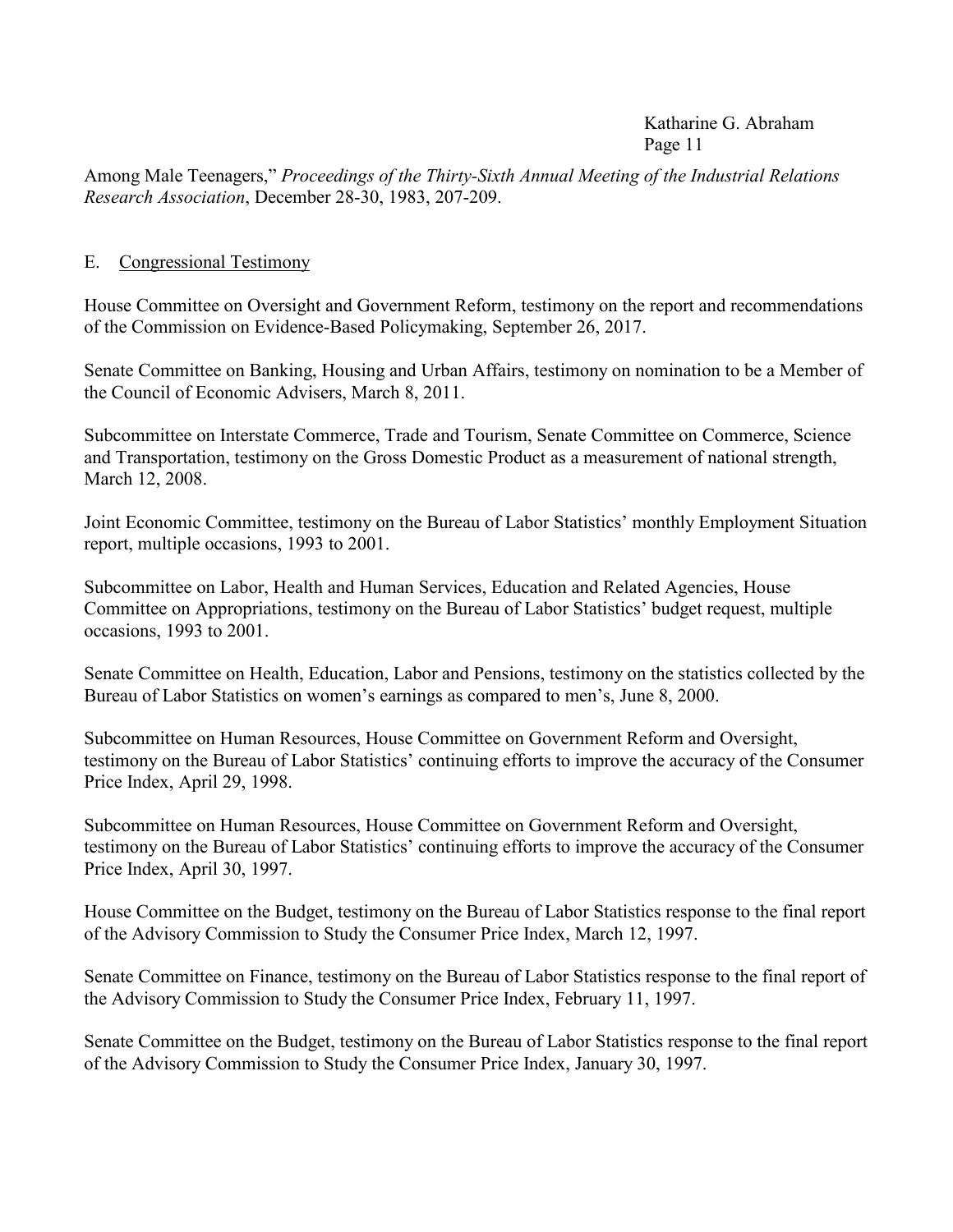Among Male Teenagers," *Proceedings of the Thirty-Sixth Annual Meeting of the Industrial Relations Research Association*, December 28-30, 1983, 207-209.

E. Congressional Testimony

House Committee on Oversight and Government Reform, testimony on the report and recommendations of the Commission on Evidence-Based Policymaking, September 26, 2017.

Senate Committee on Banking, Housing and Urban Affairs, testimony on nomination to be a Member of the Council of Economic Advisers, March 8, 2011.

Subcommittee on Interstate Commerce, Trade and Tourism, Senate Committee on Commerce, Science and Transportation, testimony on the Gross Domestic Product as a measurement of national strength, March 12, 2008.

Joint Economic Committee, testimony on the Bureau of Labor Statistics' monthly Employment Situation report, multiple occasions, 1993 to 2001.

Subcommittee on Labor, Health and Human Services, Education and Related Agencies, House Committee on Appropriations, testimony on the Bureau of Labor Statistics' budget request, multiple occasions, 1993 to 2001.

Senate Committee on Health, Education, Labor and Pensions, testimony on the statistics collected by the Bureau of Labor Statistics on women's earnings as compared to men's, June 8, 2000.

Subcommittee on Human Resources, House Committee on Government Reform and Oversight, testimony on the Bureau of Labor Statistics' continuing efforts to improve the accuracy of the Consumer Price Index, April 29, 1998.

Subcommittee on Human Resources, House Committee on Government Reform and Oversight, testimony on the Bureau of Labor Statistics' continuing efforts to improve the accuracy of the Consumer Price Index, April 30, 1997.

House Committee on the Budget, testimony on the Bureau of Labor Statistics response to the final report of the Advisory Commission to Study the Consumer Price Index, March 12, 1997.

Senate Committee on Finance, testimony on the Bureau of Labor Statistics response to the final report of the Advisory Commission to Study the Consumer Price Index, February 11, 1997.

Senate Committee on the Budget, testimony on the Bureau of Labor Statistics response to the final report of the Advisory Commission to Study the Consumer Price Index, January 30, 1997.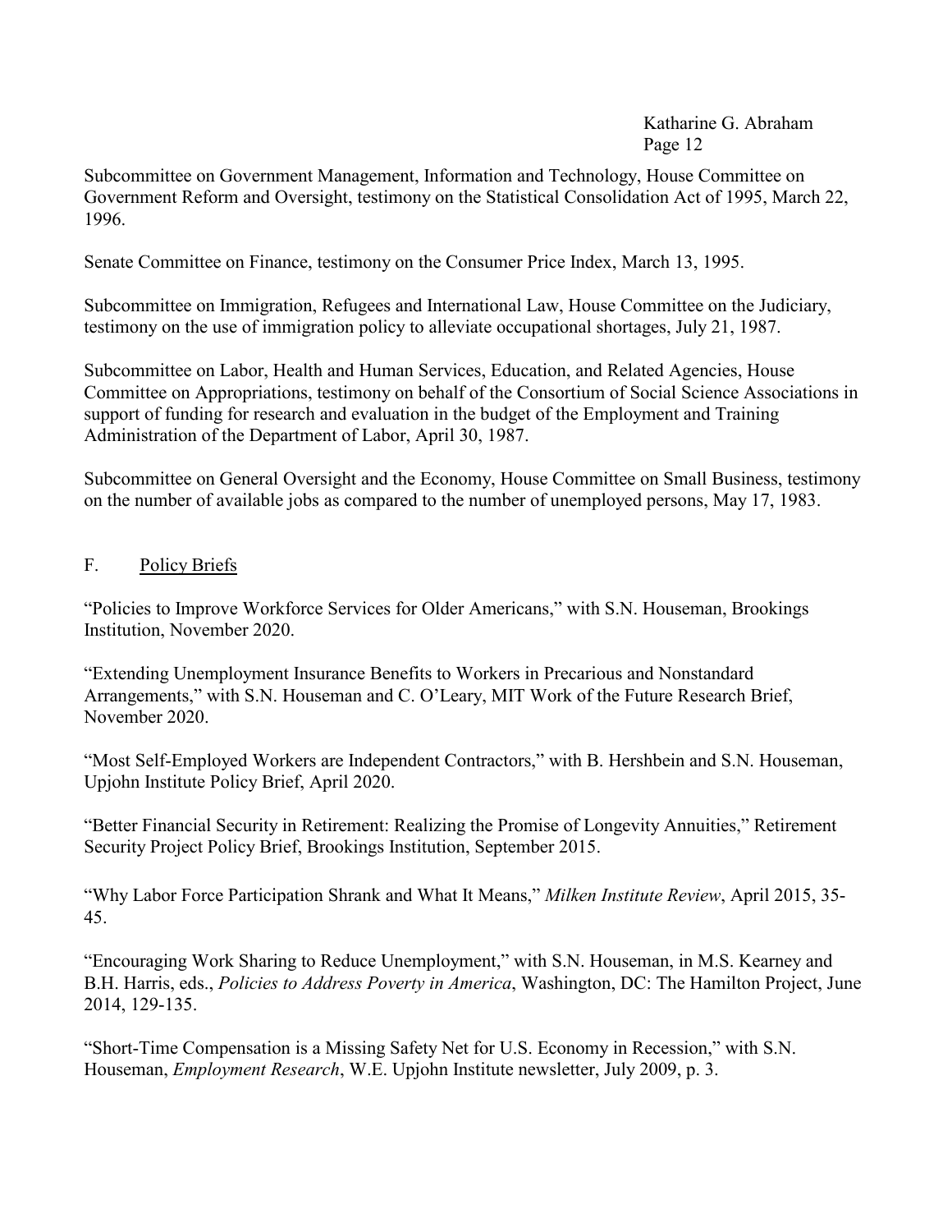Subcommittee on Government Management, Information and Technology, House Committee on Government Reform and Oversight, testimony on the Statistical Consolidation Act of 1995, March 22, 1996.

Senate Committee on Finance, testimony on the Consumer Price Index, March 13, 1995.

Subcommittee on Immigration, Refugees and International Law, House Committee on the Judiciary, testimony on the use of immigration policy to alleviate occupational shortages, July 21, 1987.

Subcommittee on Labor, Health and Human Services, Education, and Related Agencies, House Committee on Appropriations, testimony on behalf of the Consortium of Social Science Associations in support of funding for research and evaluation in the budget of the Employment and Training Administration of the Department of Labor, April 30, 1987.

Subcommittee on General Oversight and the Economy, House Committee on Small Business, testimony on the number of available jobs as compared to the number of unemployed persons, May 17, 1983.

## F. Policy Briefs

"Policies to Improve Workforce Services for Older Americans," with S.N. Houseman, Brookings Institution, November 2020.

"Extending Unemployment Insurance Benefits to Workers in Precarious and Nonstandard Arrangements," with S.N. Houseman and C. O'Leary, MIT Work of the Future Research Brief, November 2020.

"Most Self-Employed Workers are Independent Contractors," with B. Hershbein and S.N. Houseman, Upjohn Institute Policy Brief, April 2020.

"Better Financial Security in Retirement: Realizing the Promise of Longevity Annuities," Retirement Security Project Policy Brief, Brookings Institution, September 2015.

"Why Labor Force Participation Shrank and What It Means," *Milken Institute Review*, April 2015, 35-45.

"Encouraging Work Sharing to Reduce Unemployment," with S.N. Houseman, in M.S. Kearney and B.H. Harris, eds., *Policies to Address Poverty in America*, Washington, DC: The Hamilton Project, June 2014, 129-135.

"Short-Time Compensation is a Missing Safety Net for U.S. Economy in Recession," with S.N. Houseman, *Employment Research*, W.E. Upjohn Institute newsletter, July 2009, p. 3.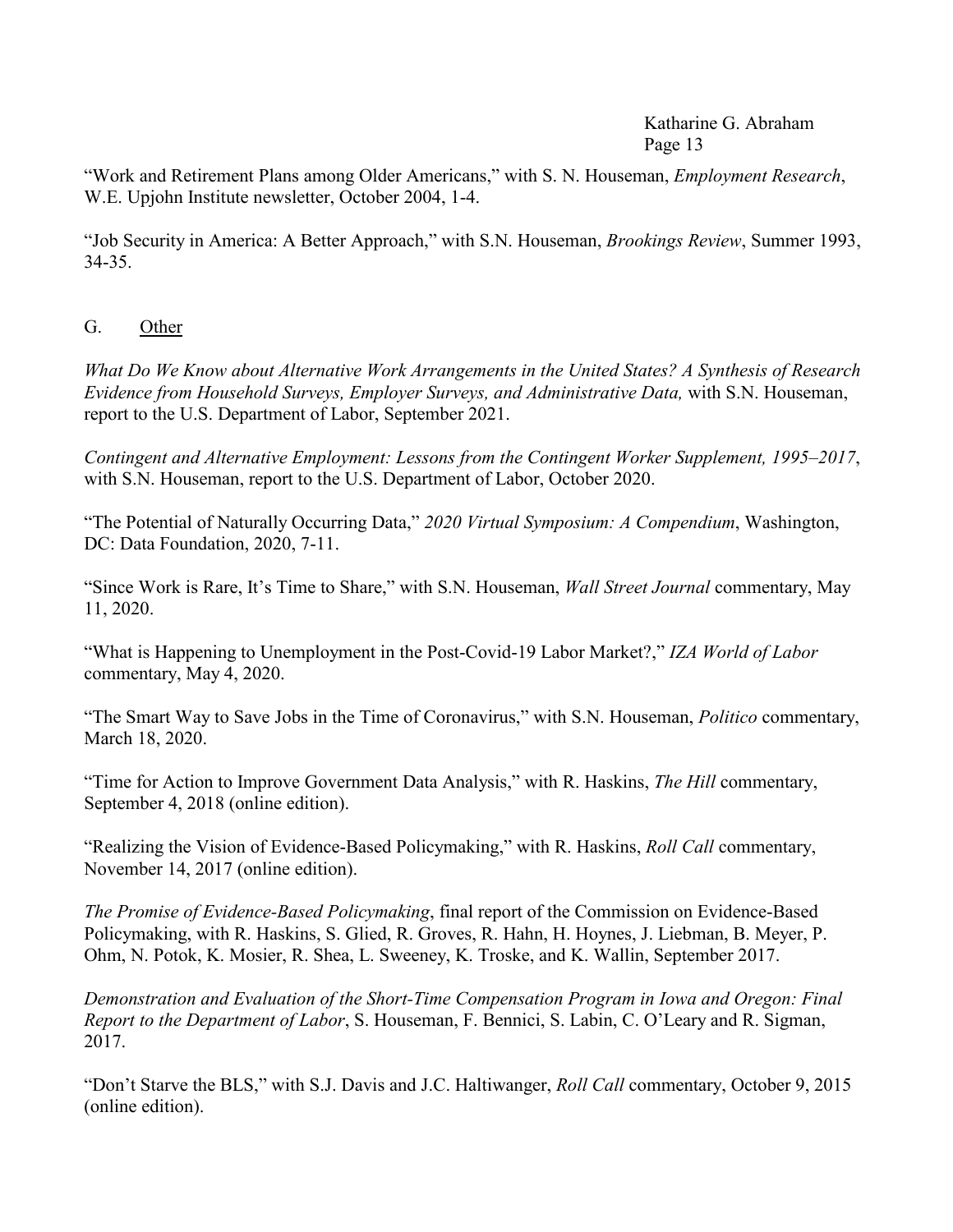"Work and Retirement Plans among Older Americans," with S. N. Houseman, *Employment Research*, W.E. Upjohn Institute newsletter, October 2004, 1-4.

"Job Security in America: A Better Approach," with S.N. Houseman, *Brookings Review*, Summer 1993, 34-35.

## G. Other

*What Do We Know about Alternative Work Arrangements in the United States? A Synthesis of Research Evidence from Household Surveys, Employer Surveys, and Administrative Data,* with S.N. Houseman, report to the U.S. Department of Labor, September 2021.

*Contingent and Alternative Employment: Lessons from the Contingent Worker Supplement, 1995–2017*, with S.N. Houseman, report to the U.S. Department of Labor, October 2020.

"The Potential of Naturally Occurring Data," *2020 Virtual Symposium: A Compendium*, Washington, DC: Data Foundation, 2020, 7-11.

"Since Work is Rare, It's Time to Share," with S.N. Houseman, *Wall Street Journal* commentary, May 11, 2020.

"What is Happening to Unemployment in the Post-Covid-19 Labor Market?," *IZA World of Labor* commentary, May 4, 2020.

"The Smart Way to Save Jobs in the Time of Coronavirus," with S.N. Houseman, *Politico* commentary, March 18, 2020.

"Time for Action to Improve Government Data Analysis," with R. Haskins, *The Hill* commentary, September 4, 2018 (online edition).

"Realizing the Vision of Evidence-Based Policymaking," with R. Haskins, *Roll Call* commentary, November 14, 2017 (online edition).

*The Promise of Evidence-Based Policymaking*, final report of the Commission on Evidence-Based Policymaking, with R. Haskins, S. Glied, R. Groves, R. Hahn, H. Hoynes, J. Liebman, B. Meyer, P. Ohm, N. Potok, K. Mosier, R. Shea, L. Sweeney, K. Troske, and K. Wallin, September 2017.

*Demonstration and Evaluation of the Short-Time Compensation Program in Iowa and Oregon: Final Report to the Department of Labor*, S. Houseman, F. Bennici, S. Labin, C. O'Leary and R. Sigman, 2017.

"Don't Starve the BLS," with S.J. Davis and J.C. Haltiwanger, *Roll Call* commentary, October 9, 2015 (online edition).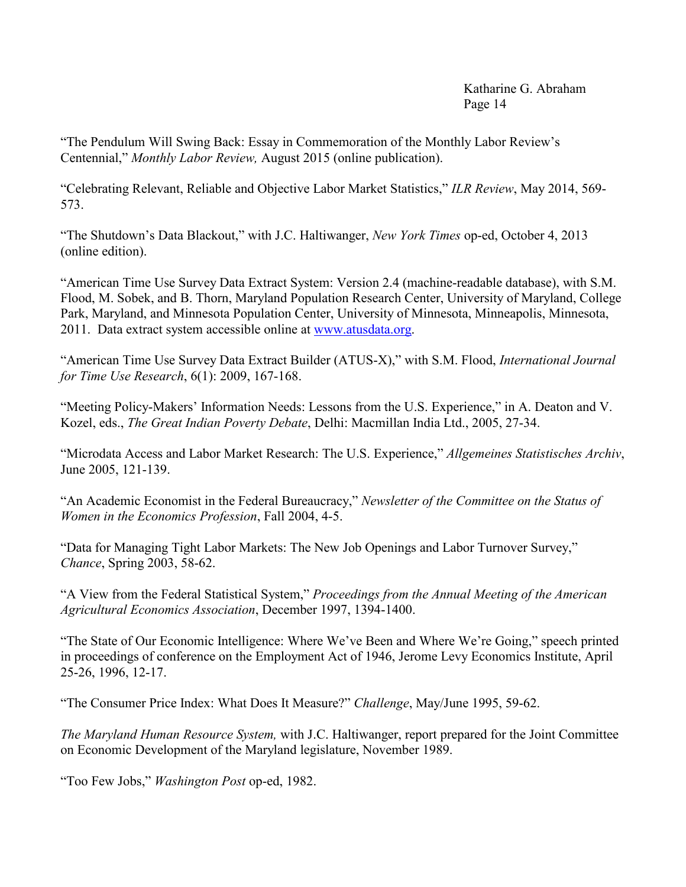"The Pendulum Will Swing Back: Essay in Commemoration of the Monthly Labor Review's Centennial," *Monthly Labor Review,* August 2015 (online publication).

"Celebrating Relevant, Reliable and Objective Labor Market Statistics," *ILR Review*, May 2014, 569-573.

"The Shutdown's Data Blackout," with J.C. Haltiwanger, *New York Times* op-ed, October 4, 2013 (online edition).

"American Time Use Survey Data Extract System: Version 2.4 (machine-readable database), with S.M. Flood, M. Sobek, and B. Thorn, Maryland Population Research Center, University of Maryland, College Park, Maryland, and Minnesota Population Center, University of Minnesota, Minneapolis, Minnesota, 2011. Data extract system accessible online at www.atusdata.org.

"American Time Use Survey Data Extract Builder (ATUS-X)," with S.M. Flood, *International Journal for Time Use Research*, 6(1): 2009, 167-168.

"Meeting Policy-Makers' Information Needs: Lessons from the U.S. Experience," in A. Deaton and V. Kozel, eds., *The Great Indian Poverty Debate*, Delhi: Macmillan India Ltd., 2005, 27-34.

"Microdata Access and Labor Market Research: The U.S. Experience," *Allgemeines Statistisches Archiv*, June 2005, 121-139.

"An Academic Economist in the Federal Bureaucracy," *Newsletter of the Committee on the Status of Women in the Economics Profession*, Fall 2004, 4-5.

"Data for Managing Tight Labor Markets: The New Job Openings and Labor Turnover Survey," *Chance*, Spring 2003, 58-62.

"A View from the Federal Statistical System," *Proceedings from the Annual Meeting of the American Agricultural Economics Association*, December 1997, 1394-1400.

"The State of Our Economic Intelligence: Where We've Been and Where We're Going," speech printed in proceedings of conference on the Employment Act of 1946, Jerome Levy Economics Institute, April 25-26, 1996, 12-17.

"The Consumer Price Index: What Does It Measure?" *Challenge*, May/June 1995, 59-62.

*The Maryland Human Resource System,* with J.C. Haltiwanger, report prepared for the Joint Committee on Economic Development of the Maryland legislature, November 1989.

"Too Few Jobs," *Washington Post* op-ed, 1982.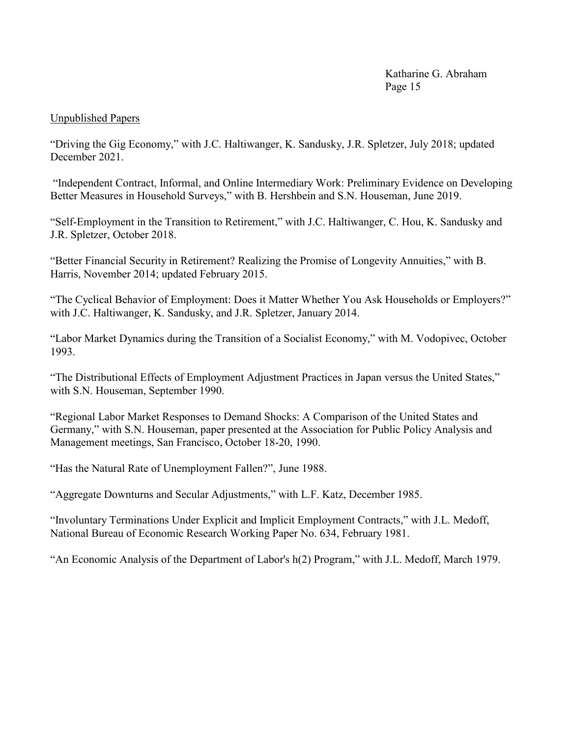## Unpublished Papers

"Driving the Gig Economy," with J.C. Haltiwanger, K. Sandusky, J.R. Spletzer, July 2018; updated December 2021.

"Independent Contract, Informal, and Online Intermediary Work: Preliminary Evidence on Developing Better Measures in Household Surveys," with B. Hershbein and S.N. Houseman, June 2019.

"Self-Employment in the Transition to Retirement," with J.C. Haltiwanger, C. Hou, K. Sandusky and J.R. Spletzer, October 2018.

"Better Financial Security in Retirement? Realizing the Promise of Longevity Annuities," with B. Harris, November 2014; updated February 2015.

"The Cyclical Behavior of Employment: Does it Matter Whether You Ask Households or Employers?" with J.C. Haltiwanger, K. Sandusky, and J.R. Spletzer, January 2014.

"Labor Market Dynamics during the Transition of a Socialist Economy," with M. Vodopivec, October 1993.

"The Distributional Effects of Employment Adjustment Practices in Japan versus the United States," with S.N. Houseman, September 1990.

"Regional Labor Market Responses to Demand Shocks: A Comparison of the United States and Germany," with S.N. Houseman, paper presented at the Association for Public Policy Analysis and Management meetings, San Francisco, October 18-20, 1990.

"Has the Natural Rate of Unemployment Fallen?", June 1988.

"Aggregate Downturns and Secular Adjustments," with L.F. Katz, December 1985.

"Involuntary Terminations Under Explicit and Implicit Employment Contracts," with J.L. Medoff, National Bureau of Economic Research Working Paper No. 634, February 1981.

"An Economic Analysis of the Department of Labor's h(2) Program," with J.L. Medoff, March 1979.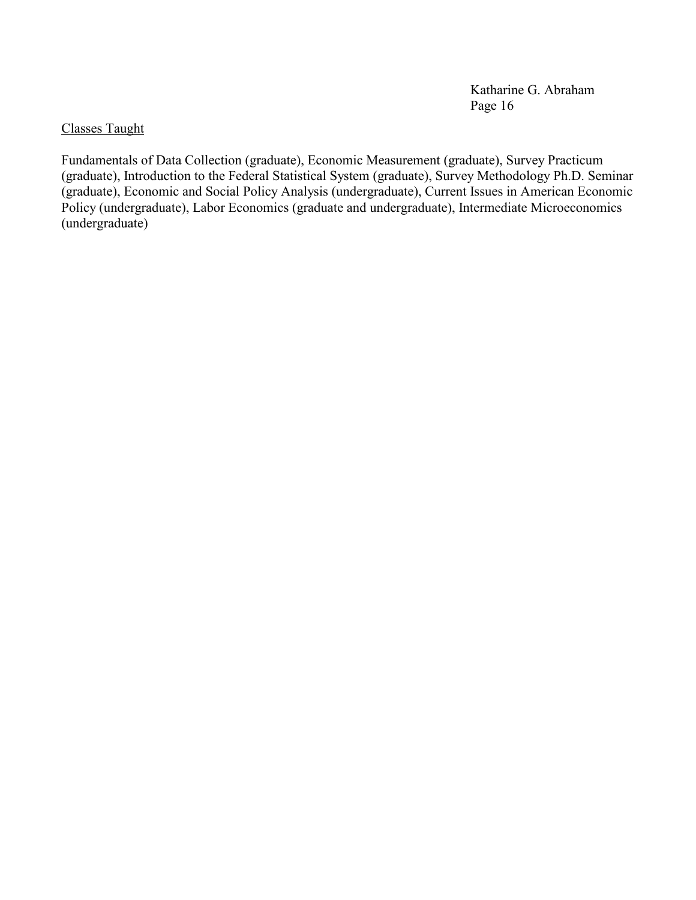Classes Taught

Fundamentals of Data Collection (graduate), Economic Measurement (graduate), Survey Practicum (graduate), Introduction to the Federal Statistical System (graduate), Survey Methodology Ph.D. Seminar (graduate), Economic and Social Policy Analysis (undergraduate), Current Issues in American Economic Policy (undergraduate), Labor Economics (graduate and undergraduate), Intermediate Microeconomics (undergraduate)